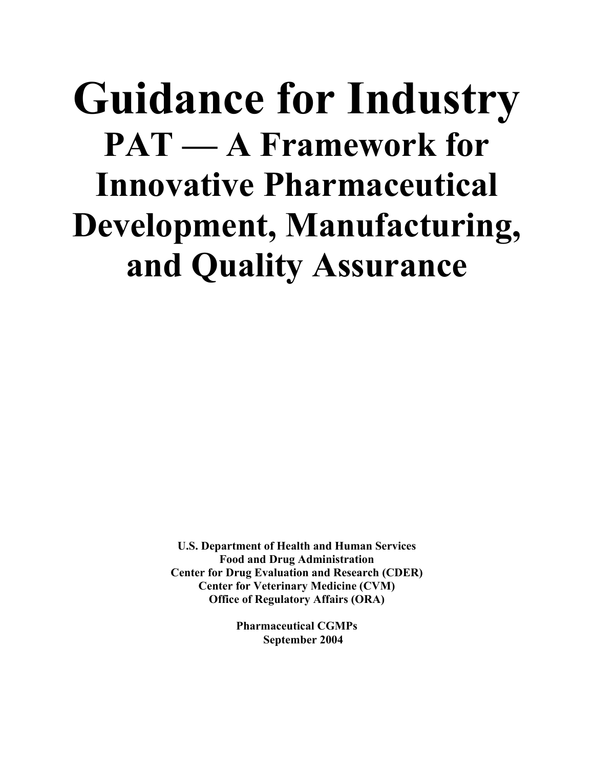# Guidance for Industry

## PAT — A Framework for Innovative Pharmaceutical Development, Manufacturing, and Quality Assurance

**U.S. Department of Health and Human Services**
**Food and Drug Administration**
**Center for Drug Evaluation and Research (CDER)**
**Center for Veterinary Medicine (CVM)**
**Office of Regulatory Affairs (ORA)**

**Pharmaceutical CGMPs**
**September 2004**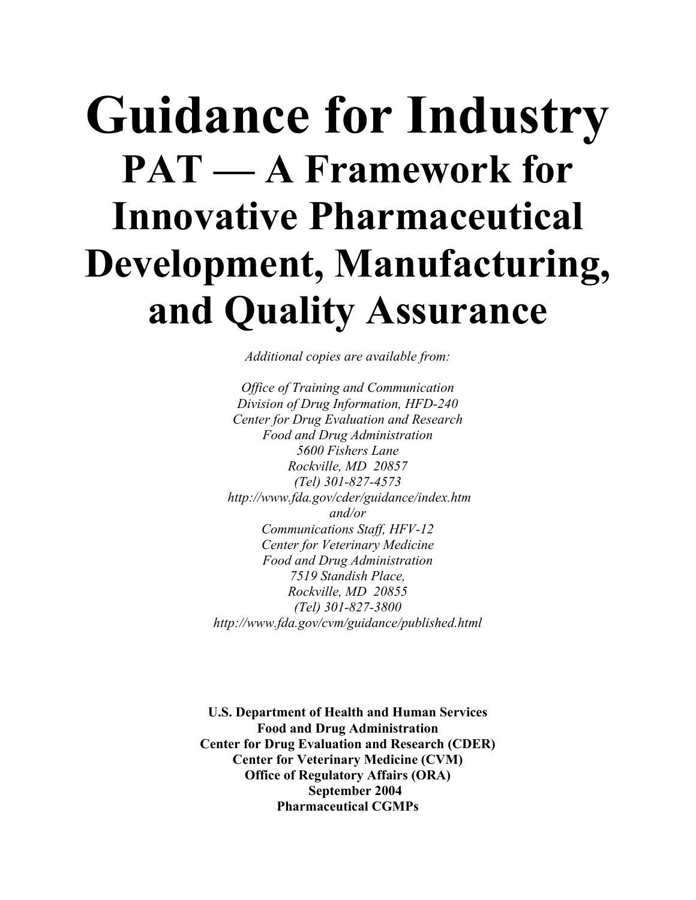# Guidance for Industry

## PAT — A Framework for Innovative Pharmaceutical Development, Manufacturing, and Quality Assurance

*Additional copies are available from:*

*Office of Training and Communication*
*Division of Drug Information, HFD-240*
*Center for Drug Evaluation and Research*
*Food and Drug Administration*
*5600 Fishers Lane*
*Rockville, MD 20857*
*(Tel) 301-827-4573*
*http://www.fda.gov/cder/guidance/index.htm*
*and/or*
*Communications Staff, HFV-12*
*Center for Veterinary Medicine*
*Food and Drug Administration*
*7519 Standish Place,*
*Rockville, MD 20855*
*(Tel) 301-827-3800*
*http://www.fda.gov/cvm/guidance/published.html*

**U.S. Department of Health and Human Services**
**Food and Drug Administration**
**Center for Drug Evaluation and Research (CDER)**
**Center for Veterinary Medicine (CVM)**
**Office of Regulatory Affairs (ORA)**
**September 2004**
**Pharmaceutical CGMPs**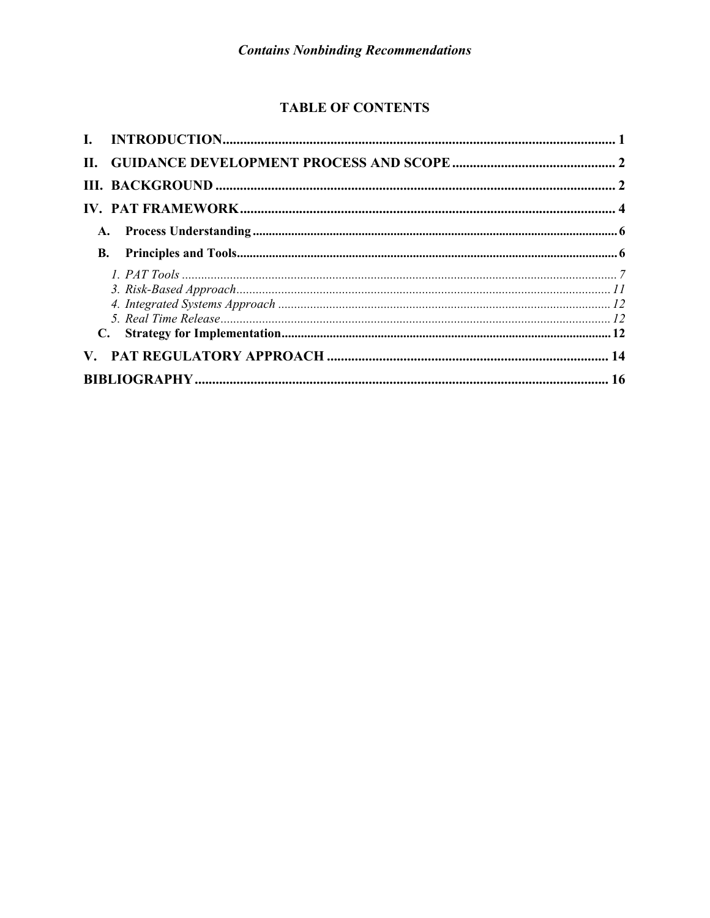*Contains Nonbinding Recommendations*

# TABLE OF CONTENTS

**I. INTRODUCTION** .......... 1

**II. GUIDANCE DEVELOPMENT PROCESS AND SCOPE** .......... 2

**III. BACKGROUND** .......... 2

**IV. PAT FRAMEWORK** .......... 4

- **A. Process Understanding** .......... 6
- **B. Principles and Tools** .......... 6
  - *1. PAT Tools* .......... 7
  - *3. Risk-Based Approach* .......... 11
  - *4. Integrated Systems Approach* .......... 12
  - *5. Real Time Release* .......... 12
- **C. Strategy for Implementation** .......... 12

**V. PAT REGULATORY APPROACH** .......... 14

**BIBLIOGRAPHY** .......... 16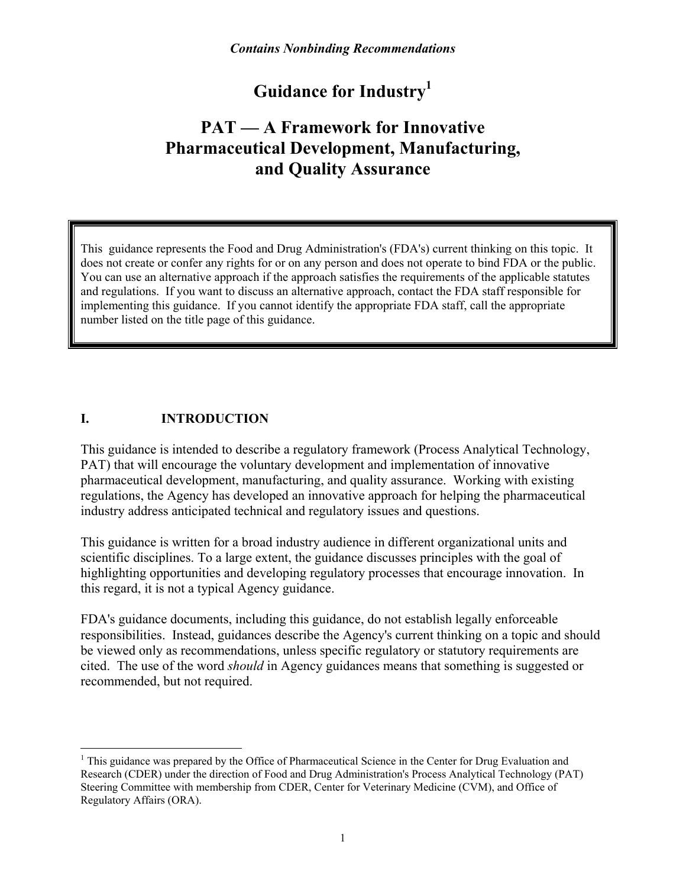*Contains Nonbinding Recommendations*

# Guidance for Industry[1]

# PAT — A Framework for Innovative Pharmaceutical Development, Manufacturing, and Quality Assurance

> This guidance represents the Food and Drug Administration's (FDA's) current thinking on this topic. It does not create or confer any rights for or on any person and does not operate to bind FDA or the public. You can use an alternative approach if the approach satisfies the requirements of the applicable statutes and regulations. If you want to discuss an alternative approach, contact the FDA staff responsible for implementing this guidance. If you cannot identify the appropriate FDA staff, call the appropriate number listed on the title page of this guidance.

## I. INTRODUCTION

This guidance is intended to describe a regulatory framework (Process Analytical Technology, PAT) that will encourage the voluntary development and implementation of innovative pharmaceutical development, manufacturing, and quality assurance. Working with existing regulations, the Agency has developed an innovative approach for helping the pharmaceutical industry address anticipated technical and regulatory issues and questions.

This guidance is written for a broad industry audience in different organizational units and scientific disciplines. To a large extent, the guidance discusses principles with the goal of highlighting opportunities and developing regulatory processes that encourage innovation. In this regard, it is not a typical Agency guidance.

FDA's guidance documents, including this guidance, do not establish legally enforceable responsibilities. Instead, guidances describe the Agency's current thinking on a topic and should be viewed only as recommendations, unless specific regulatory or statutory requirements are cited. The use of the word *should* in Agency guidances means that something is suggested or recommended, but not required.

---

[1] This guidance was prepared by the Office of Pharmaceutical Science in the Center for Drug Evaluation and Research (CDER) under the direction of Food and Drug Administration's Process Analytical Technology (PAT) Steering Committee with membership from CDER, Center for Veterinary Medicine (CVM), and Office of Regulatory Affairs (ORA).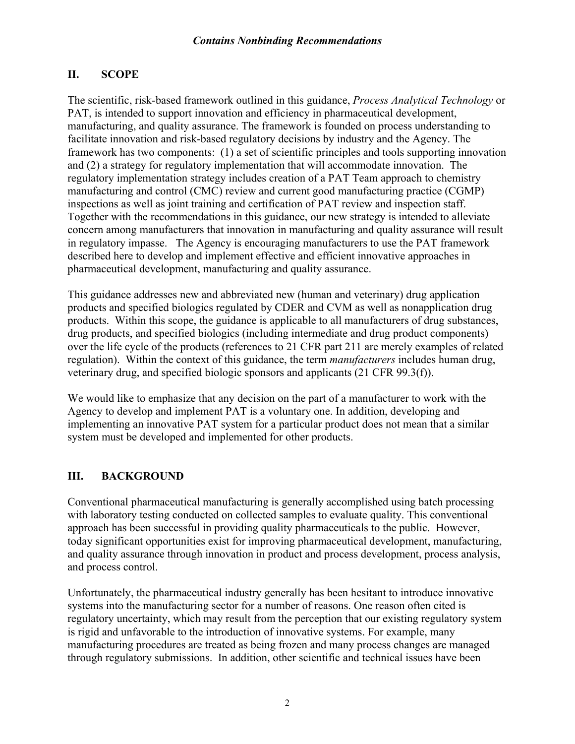## II. SCOPE

The scientific, risk-based framework outlined in this guidance, *Process Analytical Technology* or PAT, is intended to support innovation and efficiency in pharmaceutical development, manufacturing, and quality assurance. The framework is founded on process understanding to facilitate innovation and risk-based regulatory decisions by industry and the Agency. The framework has two components: (1) a set of scientific principles and tools supporting innovation and (2) a strategy for regulatory implementation that will accommodate innovation. The regulatory implementation strategy includes creation of a PAT Team approach to chemistry manufacturing and control (CMC) review and current good manufacturing practice (CGMP) inspections as well as joint training and certification of PAT review and inspection staff. Together with the recommendations in this guidance, our new strategy is intended to alleviate concern among manufacturers that innovation in manufacturing and quality assurance will result in regulatory impasse. The Agency is encouraging manufacturers to use the PAT framework described here to develop and implement effective and efficient innovative approaches in pharmaceutical development, manufacturing and quality assurance.

This guidance addresses new and abbreviated new (human and veterinary) drug application products and specified biologics regulated by CDER and CVM as well as nonapplication drug products. Within this scope, the guidance is applicable to all manufacturers of drug substances, drug products, and specified biologics (including intermediate and drug product components) over the life cycle of the products (references to 21 CFR part 211 are merely examples of related regulation). Within the context of this guidance, the term *manufacturers* includes human drug, veterinary drug, and specified biologic sponsors and applicants (21 CFR 99.3(f)).

We would like to emphasize that any decision on the part of a manufacturer to work with the Agency to develop and implement PAT is a voluntary one. In addition, developing and implementing an innovative PAT system for a particular product does not mean that a similar system must be developed and implemented for other products.

## III. BACKGROUND

Conventional pharmaceutical manufacturing is generally accomplished using batch processing with laboratory testing conducted on collected samples to evaluate quality. This conventional approach has been successful in providing quality pharmaceuticals to the public. However, today significant opportunities exist for improving pharmaceutical development, manufacturing, and quality assurance through innovation in product and process development, process analysis, and process control.

Unfortunately, the pharmaceutical industry generally has been hesitant to introduce innovative systems into the manufacturing sector for a number of reasons. One reason often cited is regulatory uncertainty, which may result from the perception that our existing regulatory system is rigid and unfavorable to the introduction of innovative systems. For example, many manufacturing procedures are treated as being frozen and many process changes are managed through regulatory submissions. In addition, other scientific and technical issues have been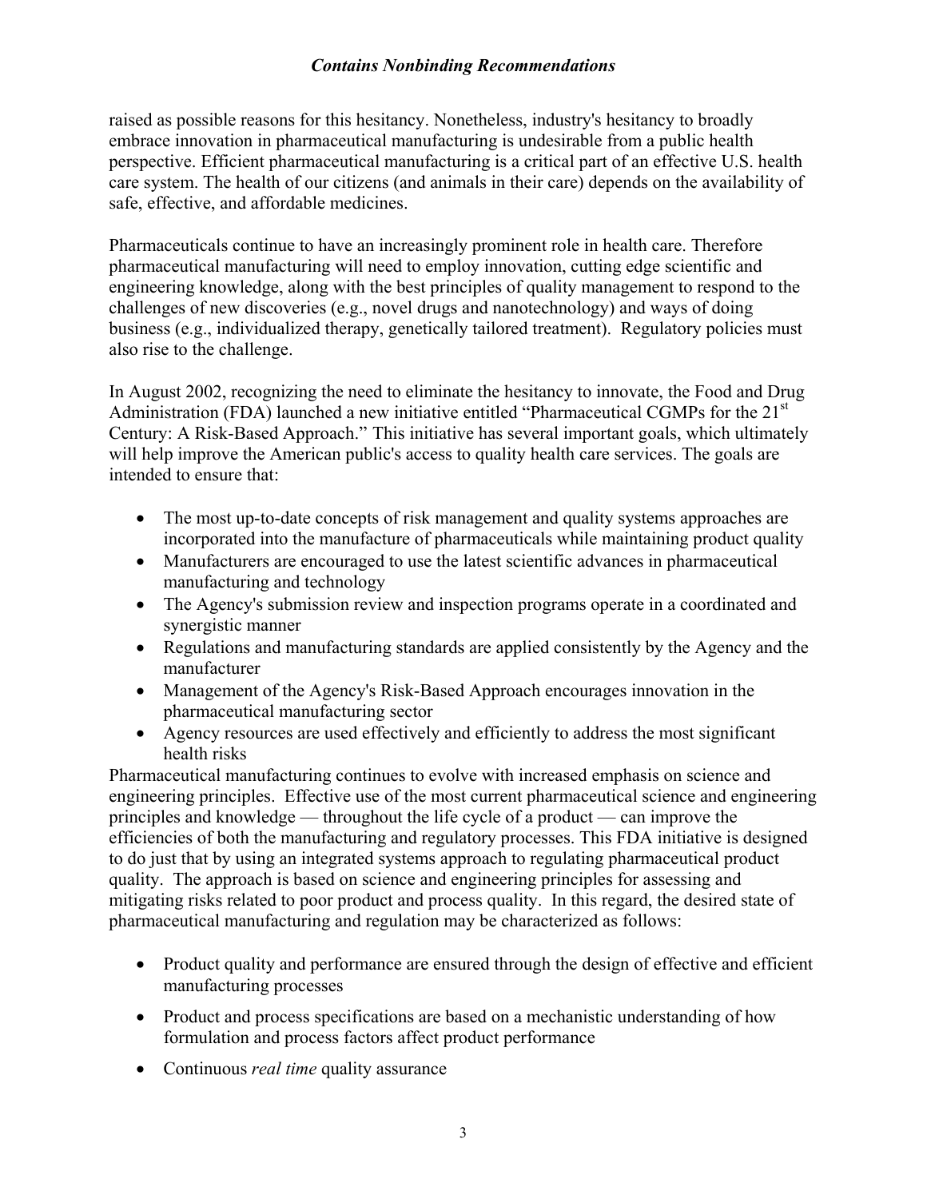raised as possible reasons for this hesitancy. Nonetheless, industry's hesitancy to broadly embrace innovation in pharmaceutical manufacturing is undesirable from a public health perspective. Efficient pharmaceutical manufacturing is a critical part of an effective U.S. health care system. The health of our citizens (and animals in their care) depends on the availability of safe, effective, and affordable medicines.

Pharmaceuticals continue to have an increasingly prominent role in health care. Therefore pharmaceutical manufacturing will need to employ innovation, cutting edge scientific and engineering knowledge, along with the best principles of quality management to respond to the challenges of new discoveries (e.g., novel drugs and nanotechnology) and ways of doing business (e.g., individualized therapy, genetically tailored treatment). Regulatory policies must also rise to the challenge.

In August 2002, recognizing the need to eliminate the hesitancy to innovate, the Food and Drug Administration (FDA) launched a new initiative entitled "Pharmaceutical CGMPs for the 21st Century: A Risk-Based Approach." This initiative has several important goals, which ultimately will help improve the American public's access to quality health care services. The goals are intended to ensure that:

- The most up-to-date concepts of risk management and quality systems approaches are incorporated into the manufacture of pharmaceuticals while maintaining product quality
- Manufacturers are encouraged to use the latest scientific advances in pharmaceutical manufacturing and technology
- The Agency's submission review and inspection programs operate in a coordinated and synergistic manner
- Regulations and manufacturing standards are applied consistently by the Agency and the manufacturer
- Management of the Agency's Risk-Based Approach encourages innovation in the pharmaceutical manufacturing sector
- Agency resources are used effectively and efficiently to address the most significant health risks

Pharmaceutical manufacturing continues to evolve with increased emphasis on science and engineering principles. Effective use of the most current pharmaceutical science and engineering principles and knowledge — throughout the life cycle of a product — can improve the efficiencies of both the manufacturing and regulatory processes. This FDA initiative is designed to do just that by using an integrated systems approach to regulating pharmaceutical product quality. The approach is based on science and engineering principles for assessing and mitigating risks related to poor product and process quality. In this regard, the desired state of pharmaceutical manufacturing and regulation may be characterized as follows:

- Product quality and performance are ensured through the design of effective and efficient manufacturing processes
- Product and process specifications are based on a mechanistic understanding of how formulation and process factors affect product performance
- Continuous *real time* quality assurance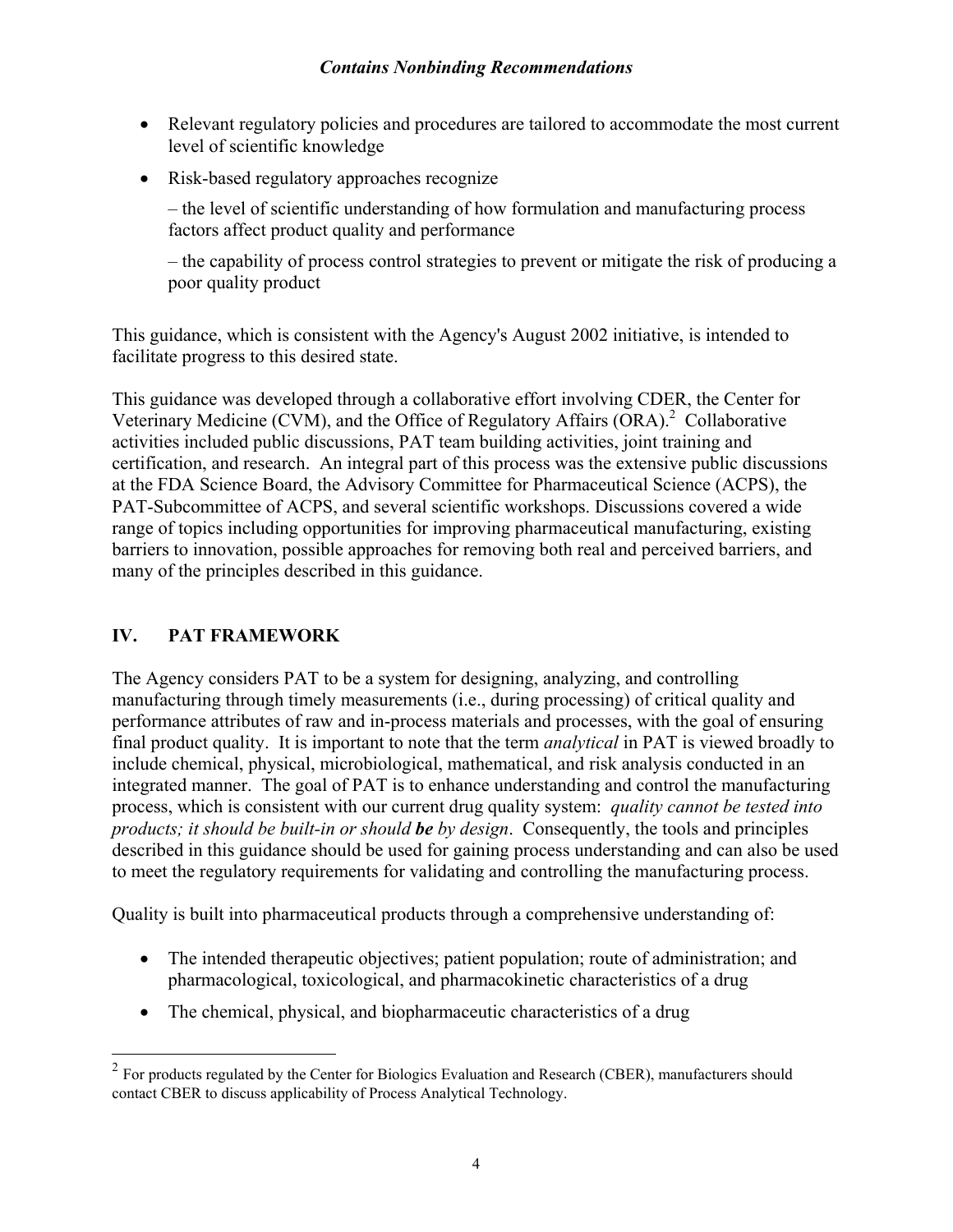- Relevant regulatory policies and procedures are tailored to accommodate the most current level of scientific knowledge
- Risk-based regulatory approaches recognize

  – the level of scientific understanding of how formulation and manufacturing process factors affect product quality and performance

  – the capability of process control strategies to prevent or mitigate the risk of producing a poor quality product

This guidance, which is consistent with the Agency's August 2002 initiative, is intended to facilitate progress to this desired state.

This guidance was developed through a collaborative effort involving CDER, the Center for Veterinary Medicine (CVM), and the Office of Regulatory Affairs (ORA).[2] Collaborative activities included public discussions, PAT team building activities, joint training and certification, and research. An integral part of this process was the extensive public discussions at the FDA Science Board, the Advisory Committee for Pharmaceutical Science (ACPS), the PAT-Subcommittee of ACPS, and several scientific workshops. Discussions covered a wide range of topics including opportunities for improving pharmaceutical manufacturing, existing barriers to innovation, possible approaches for removing both real and perceived barriers, and many of the principles described in this guidance.

## IV. PAT FRAMEWORK

The Agency considers PAT to be a system for designing, analyzing, and controlling manufacturing through timely measurements (i.e., during processing) of critical quality and performance attributes of raw and in-process materials and processes, with the goal of ensuring final product quality. It is important to note that the term *analytical* in PAT is viewed broadly to include chemical, physical, microbiological, mathematical, and risk analysis conducted in an integrated manner. The goal of PAT is to enhance understanding and control the manufacturing process, which is consistent with our current drug quality system: *quality cannot be tested into products; it should be built-in or should **be** by design*. Consequently, the tools and principles described in this guidance should be used for gaining process understanding and can also be used to meet the regulatory requirements for validating and controlling the manufacturing process.

Quality is built into pharmaceutical products through a comprehensive understanding of:

- The intended therapeutic objectives; patient population; route of administration; and pharmacological, toxicological, and pharmacokinetic characteristics of a drug
- The chemical, physical, and biopharmaceutic characteristics of a drug

[2] For products regulated by the Center for Biologics Evaluation and Research (CBER), manufacturers should contact CBER to discuss applicability of Process Analytical Technology.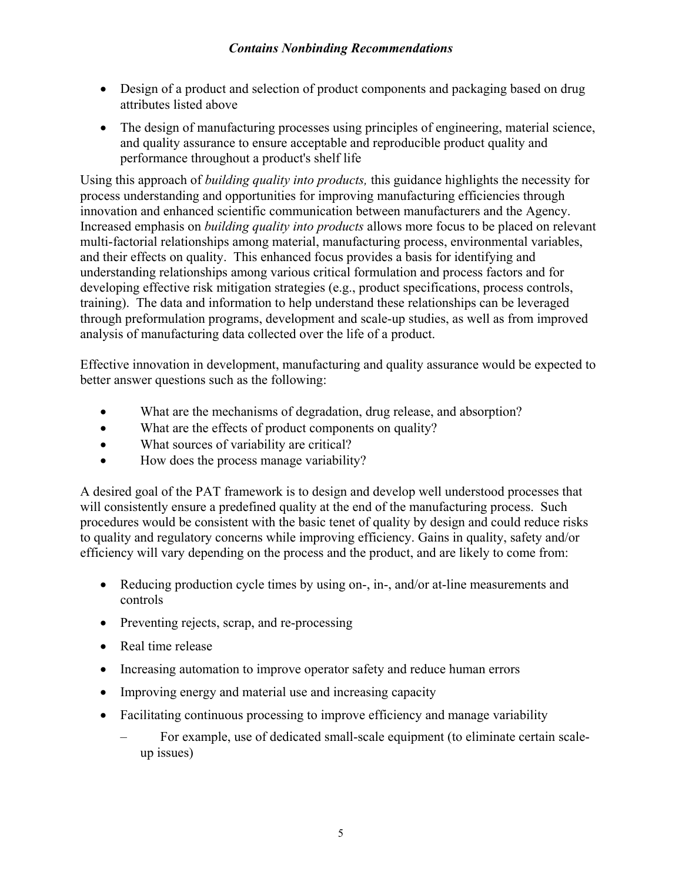- Design of a product and selection of product components and packaging based on drug attributes listed above
- The design of manufacturing processes using principles of engineering, material science, and quality assurance to ensure acceptable and reproducible product quality and performance throughout a product's shelf life

Using this approach of *building quality into products,* this guidance highlights the necessity for process understanding and opportunities for improving manufacturing efficiencies through innovation and enhanced scientific communication between manufacturers and the Agency. Increased emphasis on *building quality into products* allows more focus to be placed on relevant multi-factorial relationships among material, manufacturing process, environmental variables, and their effects on quality. This enhanced focus provides a basis for identifying and understanding relationships among various critical formulation and process factors and for developing effective risk mitigation strategies (e.g., product specifications, process controls, training). The data and information to help understand these relationships can be leveraged through preformulation programs, development and scale-up studies, as well as from improved analysis of manufacturing data collected over the life of a product.

Effective innovation in development, manufacturing and quality assurance would be expected to better answer questions such as the following:

- What are the mechanisms of degradation, drug release, and absorption?
- What are the effects of product components on quality?
- What sources of variability are critical?
- How does the process manage variability?

A desired goal of the PAT framework is to design and develop well understood processes that will consistently ensure a predefined quality at the end of the manufacturing process. Such procedures would be consistent with the basic tenet of quality by design and could reduce risks to quality and regulatory concerns while improving efficiency. Gains in quality, safety and/or efficiency will vary depending on the process and the product, and are likely to come from:

- Reducing production cycle times by using on-, in-, and/or at-line measurements and controls
- Preventing rejects, scrap, and re-processing
- Real time release
- Increasing automation to improve operator safety and reduce human errors
- Improving energy and material use and increasing capacity
- Facilitating continuous processing to improve efficiency and manage variability
  - For example, use of dedicated small-scale equipment (to eliminate certain scale-up issues)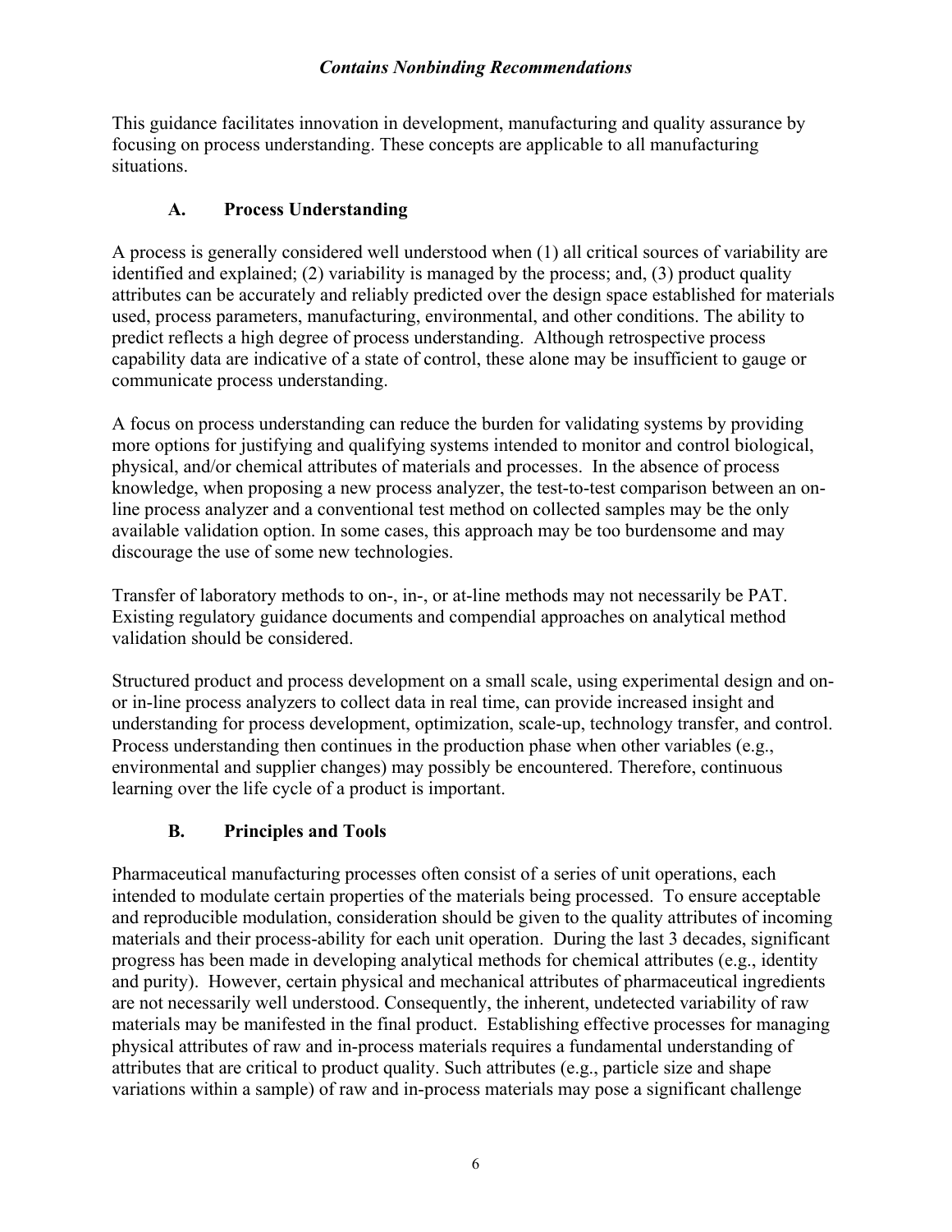This guidance facilitates innovation in development, manufacturing and quality assurance by focusing on process understanding. These concepts are applicable to all manufacturing situations.

### A. Process Understanding

A process is generally considered well understood when (1) all critical sources of variability are identified and explained; (2) variability is managed by the process; and, (3) product quality attributes can be accurately and reliably predicted over the design space established for materials used, process parameters, manufacturing, environmental, and other conditions. The ability to predict reflects a high degree of process understanding. Although retrospective process capability data are indicative of a state of control, these alone may be insufficient to gauge or communicate process understanding.

A focus on process understanding can reduce the burden for validating systems by providing more options for justifying and qualifying systems intended to monitor and control biological, physical, and/or chemical attributes of materials and processes. In the absence of process knowledge, when proposing a new process analyzer, the test-to-test comparison between an on-line process analyzer and a conventional test method on collected samples may be the only available validation option. In some cases, this approach may be too burdensome and may discourage the use of some new technologies.

Transfer of laboratory methods to on-, in-, or at-line methods may not necessarily be PAT. Existing regulatory guidance documents and compendial approaches on analytical method validation should be considered.

Structured product and process development on a small scale, using experimental design and on- or in-line process analyzers to collect data in real time, can provide increased insight and understanding for process development, optimization, scale-up, technology transfer, and control. Process understanding then continues in the production phase when other variables (e.g., environmental and supplier changes) may possibly be encountered. Therefore, continuous learning over the life cycle of a product is important.

### B. Principles and Tools

Pharmaceutical manufacturing processes often consist of a series of unit operations, each intended to modulate certain properties of the materials being processed. To ensure acceptable and reproducible modulation, consideration should be given to the quality attributes of incoming materials and their process-ability for each unit operation. During the last 3 decades, significant progress has been made in developing analytical methods for chemical attributes (e.g., identity and purity). However, certain physical and mechanical attributes of pharmaceutical ingredients are not necessarily well understood. Consequently, the inherent, undetected variability of raw materials may be manifested in the final product. Establishing effective processes for managing physical attributes of raw and in-process materials requires a fundamental understanding of attributes that are critical to product quality. Such attributes (e.g., particle size and shape variations within a sample) of raw and in-process materials may pose a significant challenge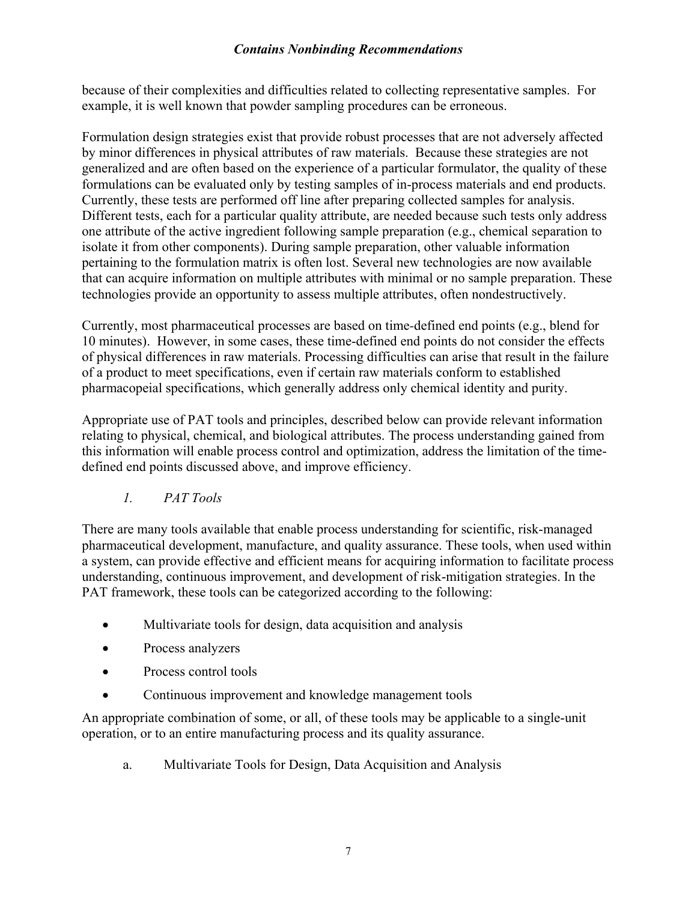because of their complexities and difficulties related to collecting representative samples. For example, it is well known that powder sampling procedures can be erroneous.

Formulation design strategies exist that provide robust processes that are not adversely affected by minor differences in physical attributes of raw materials. Because these strategies are not generalized and are often based on the experience of a particular formulator, the quality of these formulations can be evaluated only by testing samples of in-process materials and end products. Currently, these tests are performed off line after preparing collected samples for analysis. Different tests, each for a particular quality attribute, are needed because such tests only address one attribute of the active ingredient following sample preparation (e.g., chemical separation to isolate it from other components). During sample preparation, other valuable information pertaining to the formulation matrix is often lost. Several new technologies are now available that can acquire information on multiple attributes with minimal or no sample preparation. These technologies provide an opportunity to assess multiple attributes, often nondestructively.

Currently, most pharmaceutical processes are based on time-defined end points (e.g., blend for 10 minutes). However, in some cases, these time-defined end points do not consider the effects of physical differences in raw materials. Processing difficulties can arise that result in the failure of a product to meet specifications, even if certain raw materials conform to established pharmacopeial specifications, which generally address only chemical identity and purity.

Appropriate use of PAT tools and principles, described below can provide relevant information relating to physical, chemical, and biological attributes. The process understanding gained from this information will enable process control and optimization, address the limitation of the time-defined end points discussed above, and improve efficiency.

### *1. PAT Tools*

There are many tools available that enable process understanding for scientific, risk-managed pharmaceutical development, manufacture, and quality assurance. These tools, when used within a system, can provide effective and efficient means for acquiring information to facilitate process understanding, continuous improvement, and development of risk-mitigation strategies. In the PAT framework, these tools can be categorized according to the following:

- Multivariate tools for design, data acquisition and analysis
- Process analyzers
- Process control tools
- Continuous improvement and knowledge management tools

An appropriate combination of some, or all, of these tools may be applicable to a single-unit operation, or to an entire manufacturing process and its quality assurance.

#### a. Multivariate Tools for Design, Data Acquisition and Analysis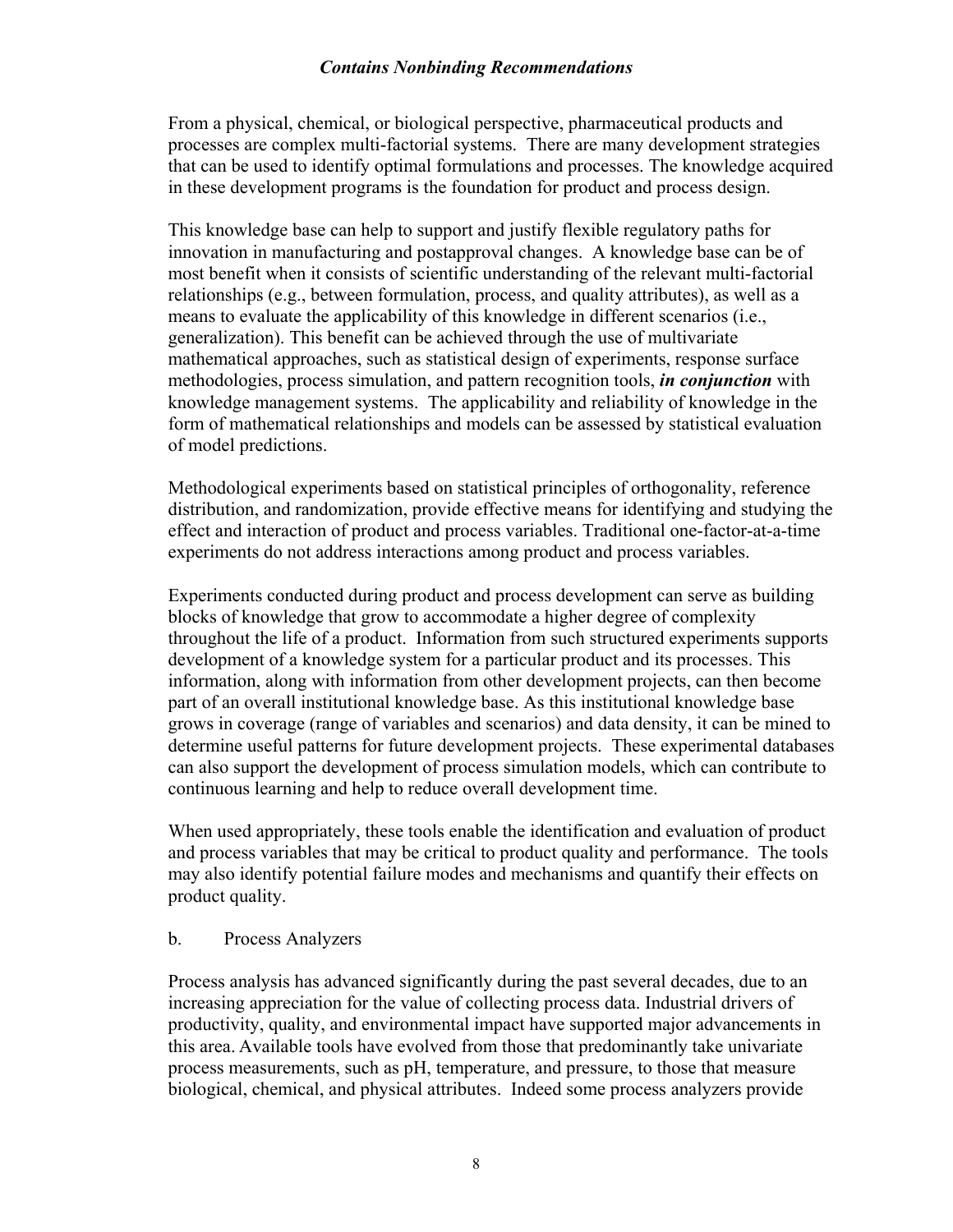From a physical, chemical, or biological perspective, pharmaceutical products and processes are complex multi-factorial systems. There are many development strategies that can be used to identify optimal formulations and processes. The knowledge acquired in these development programs is the foundation for product and process design.

This knowledge base can help to support and justify flexible regulatory paths for innovation in manufacturing and postapproval changes. A knowledge base can be of most benefit when it consists of scientific understanding of the relevant multi-factorial relationships (e.g., between formulation, process, and quality attributes), as well as a means to evaluate the applicability of this knowledge in different scenarios (i.e., generalization). This benefit can be achieved through the use of multivariate mathematical approaches, such as statistical design of experiments, response surface methodologies, process simulation, and pattern recognition tools, ***in conjunction*** with knowledge management systems. The applicability and reliability of knowledge in the form of mathematical relationships and models can be assessed by statistical evaluation of model predictions.

Methodological experiments based on statistical principles of orthogonality, reference distribution, and randomization, provide effective means for identifying and studying the effect and interaction of product and process variables. Traditional one-factor-at-a-time experiments do not address interactions among product and process variables.

Experiments conducted during product and process development can serve as building blocks of knowledge that grow to accommodate a higher degree of complexity throughout the life of a product. Information from such structured experiments supports development of a knowledge system for a particular product and its processes. This information, along with information from other development projects, can then become part of an overall institutional knowledge base. As this institutional knowledge base grows in coverage (range of variables and scenarios) and data density, it can be mined to determine useful patterns for future development projects. These experimental databases can also support the development of process simulation models, which can contribute to continuous learning and help to reduce overall development time.

When used appropriately, these tools enable the identification and evaluation of product and process variables that may be critical to product quality and performance. The tools may also identify potential failure modes and mechanisms and quantify their effects on product quality.

b. Process Analyzers

Process analysis has advanced significantly during the past several decades, due to an increasing appreciation for the value of collecting process data. Industrial drivers of productivity, quality, and environmental impact have supported major advancements in this area. Available tools have evolved from those that predominantly take univariate process measurements, such as pH, temperature, and pressure, to those that measure biological, chemical, and physical attributes. Indeed some process analyzers provide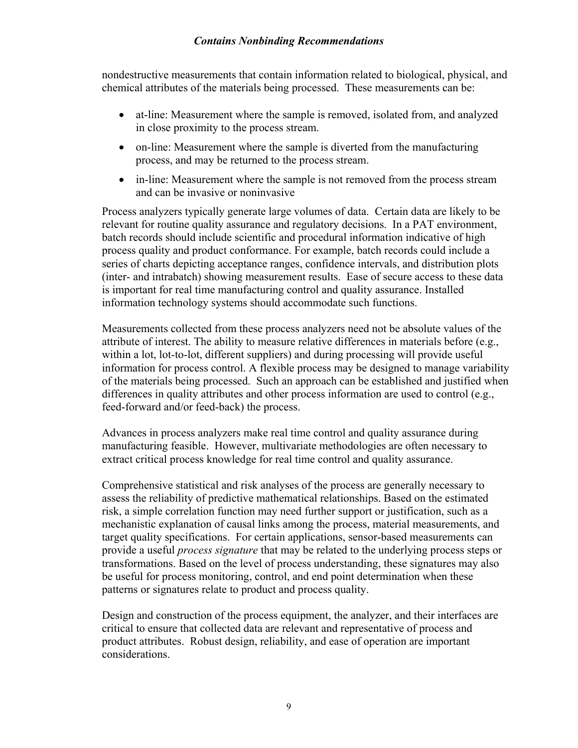nondestructive measurements that contain information related to biological, physical, and chemical attributes of the materials being processed. These measurements can be:

- at-line: Measurement where the sample is removed, isolated from, and analyzed in close proximity to the process stream.
- on-line: Measurement where the sample is diverted from the manufacturing process, and may be returned to the process stream.
- in-line: Measurement where the sample is not removed from the process stream and can be invasive or noninvasive

Process analyzers typically generate large volumes of data. Certain data are likely to be relevant for routine quality assurance and regulatory decisions. In a PAT environment, batch records should include scientific and procedural information indicative of high process quality and product conformance. For example, batch records could include a series of charts depicting acceptance ranges, confidence intervals, and distribution plots (inter- and intrabatch) showing measurement results. Ease of secure access to these data is important for real time manufacturing control and quality assurance. Installed information technology systems should accommodate such functions.

Measurements collected from these process analyzers need not be absolute values of the attribute of interest. The ability to measure relative differences in materials before (e.g., within a lot, lot-to-lot, different suppliers) and during processing will provide useful information for process control. A flexible process may be designed to manage variability of the materials being processed. Such an approach can be established and justified when differences in quality attributes and other process information are used to control (e.g., feed-forward and/or feed-back) the process.

Advances in process analyzers make real time control and quality assurance during manufacturing feasible. However, multivariate methodologies are often necessary to extract critical process knowledge for real time control and quality assurance.

Comprehensive statistical and risk analyses of the process are generally necessary to assess the reliability of predictive mathematical relationships. Based on the estimated risk, a simple correlation function may need further support or justification, such as a mechanistic explanation of causal links among the process, material measurements, and target quality specifications. For certain applications, sensor-based measurements can provide a useful *process signature* that may be related to the underlying process steps or transformations. Based on the level of process understanding, these signatures may also be useful for process monitoring, control, and end point determination when these patterns or signatures relate to product and process quality.

Design and construction of the process equipment, the analyzer, and their interfaces are critical to ensure that collected data are relevant and representative of process and product attributes. Robust design, reliability, and ease of operation are important considerations.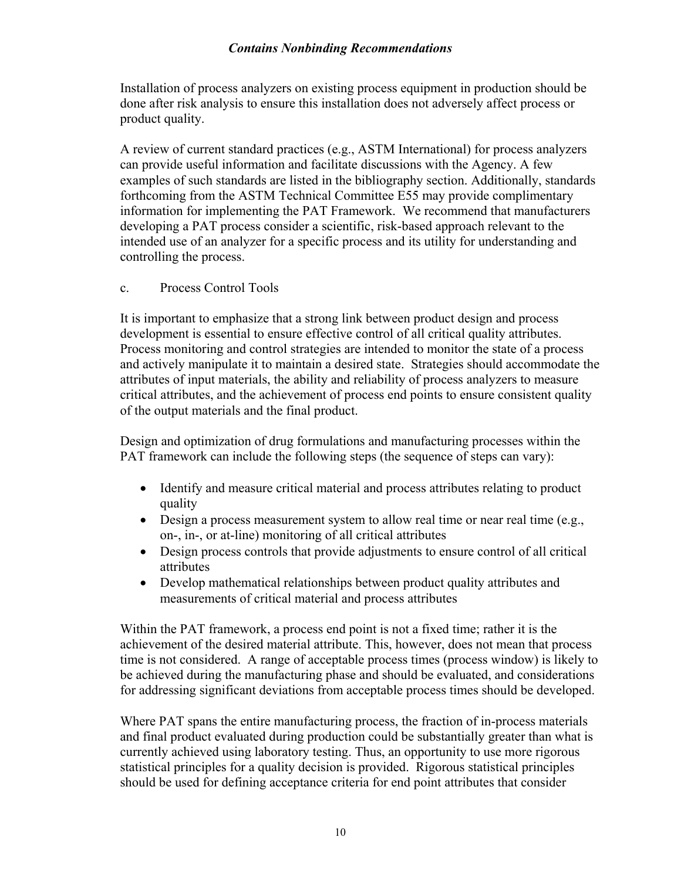Installation of process analyzers on existing process equipment in production should be done after risk analysis to ensure this installation does not adversely affect process or product quality.

A review of current standard practices (e.g., ASTM International) for process analyzers can provide useful information and facilitate discussions with the Agency. A few examples of such standards are listed in the bibliography section. Additionally, standards forthcoming from the ASTM Technical Committee E55 may provide complimentary information for implementing the PAT Framework. We recommend that manufacturers developing a PAT process consider a scientific, risk-based approach relevant to the intended use of an analyzer for a specific process and its utility for understanding and controlling the process.

c. Process Control Tools

It is important to emphasize that a strong link between product design and process development is essential to ensure effective control of all critical quality attributes. Process monitoring and control strategies are intended to monitor the state of a process and actively manipulate it to maintain a desired state. Strategies should accommodate the attributes of input materials, the ability and reliability of process analyzers to measure critical attributes, and the achievement of process end points to ensure consistent quality of the output materials and the final product.

Design and optimization of drug formulations and manufacturing processes within the PAT framework can include the following steps (the sequence of steps can vary):

- Identify and measure critical material and process attributes relating to product quality
- Design a process measurement system to allow real time or near real time (e.g., on-, in-, or at-line) monitoring of all critical attributes
- Design process controls that provide adjustments to ensure control of all critical attributes
- Develop mathematical relationships between product quality attributes and measurements of critical material and process attributes

Within the PAT framework, a process end point is not a fixed time; rather it is the achievement of the desired material attribute. This, however, does not mean that process time is not considered. A range of acceptable process times (process window) is likely to be achieved during the manufacturing phase and should be evaluated, and considerations for addressing significant deviations from acceptable process times should be developed.

Where PAT spans the entire manufacturing process, the fraction of in-process materials and final product evaluated during production could be substantially greater than what is currently achieved using laboratory testing. Thus, an opportunity to use more rigorous statistical principles for a quality decision is provided. Rigorous statistical principles should be used for defining acceptance criteria for end point attributes that consider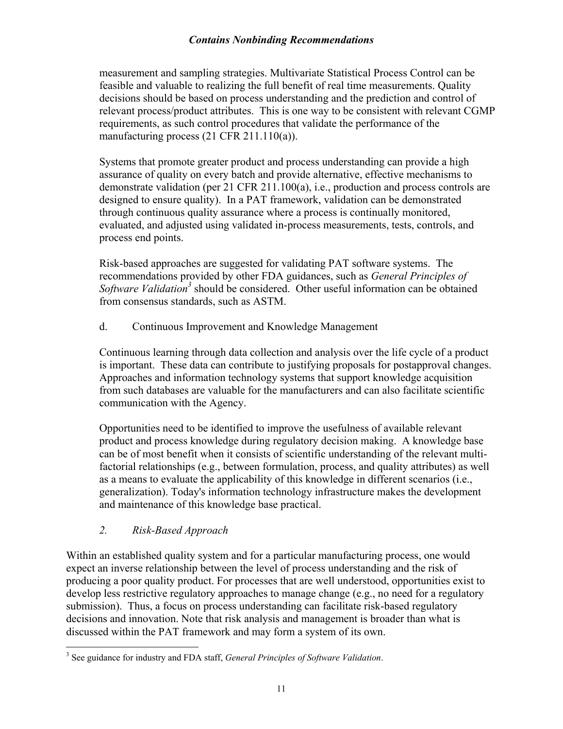measurement and sampling strategies. Multivariate Statistical Process Control can be feasible and valuable to realizing the full benefit of real time measurements. Quality decisions should be based on process understanding and the prediction and control of relevant process/product attributes. This is one way to be consistent with relevant CGMP requirements, as such control procedures that validate the performance of the manufacturing process (21 CFR 211.110(a)).

Systems that promote greater product and process understanding can provide a high assurance of quality on every batch and provide alternative, effective mechanisms to demonstrate validation (per 21 CFR 211.100(a), i.e., production and process controls are designed to ensure quality). In a PAT framework, validation can be demonstrated through continuous quality assurance where a process is continually monitored, evaluated, and adjusted using validated in-process measurements, tests, controls, and process end points.

Risk-based approaches are suggested for validating PAT software systems. The recommendations provided by other FDA guidances, such as *General Principles of Software Validation*[3] should be considered. Other useful information can be obtained from consensus standards, such as ASTM.

d. Continuous Improvement and Knowledge Management

Continuous learning through data collection and analysis over the life cycle of a product is important. These data can contribute to justifying proposals for postapproval changes. Approaches and information technology systems that support knowledge acquisition from such databases are valuable for the manufacturers and can also facilitate scientific communication with the Agency.

Opportunities need to be identified to improve the usefulness of available relevant product and process knowledge during regulatory decision making. A knowledge base can be of most benefit when it consists of scientific understanding of the relevant multi-factorial relationships (e.g., between formulation, process, and quality attributes) as well as a means to evaluate the applicability of this knowledge in different scenarios (i.e., generalization). Today's information technology infrastructure makes the development and maintenance of this knowledge base practical.

*2. Risk-Based Approach*

Within an established quality system and for a particular manufacturing process, one would expect an inverse relationship between the level of process understanding and the risk of producing a poor quality product. For processes that are well understood, opportunities exist to develop less restrictive regulatory approaches to manage change (e.g., no need for a regulatory submission). Thus, a focus on process understanding can facilitate risk-based regulatory decisions and innovation. Note that risk analysis and management is broader than what is discussed within the PAT framework and may form a system of its own.

[3] See guidance for industry and FDA staff, *General Principles of Software Validation*.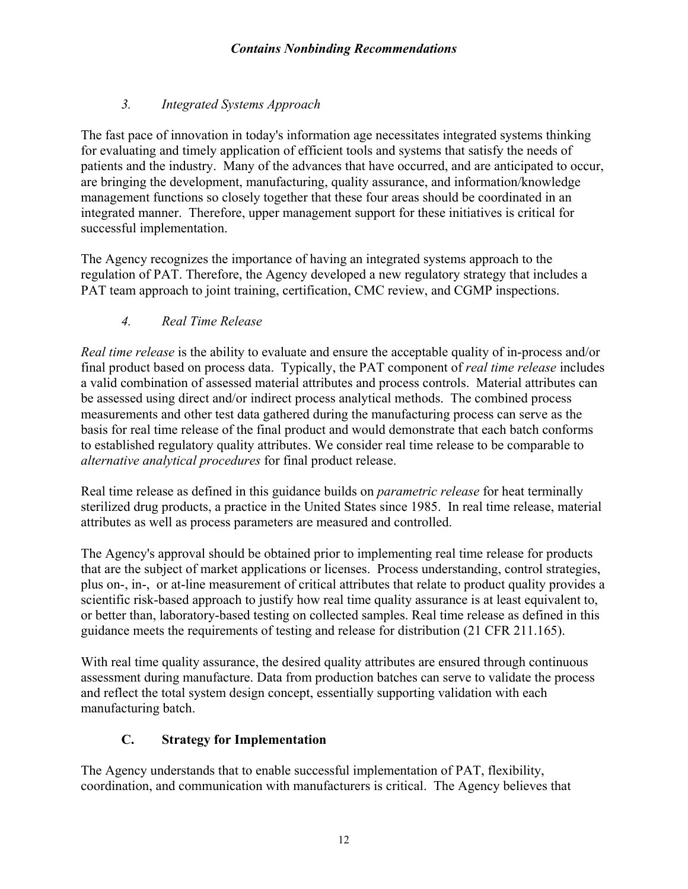### *3. Integrated Systems Approach*

The fast pace of innovation in today's information age necessitates integrated systems thinking for evaluating and timely application of efficient tools and systems that satisfy the needs of patients and the industry. Many of the advances that have occurred, and are anticipated to occur, are bringing the development, manufacturing, quality assurance, and information/knowledge management functions so closely together that these four areas should be coordinated in an integrated manner. Therefore, upper management support for these initiatives is critical for successful implementation.

The Agency recognizes the importance of having an integrated systems approach to the regulation of PAT. Therefore, the Agency developed a new regulatory strategy that includes a PAT team approach to joint training, certification, CMC review, and CGMP inspections.

### *4. Real Time Release*

*Real time release* is the ability to evaluate and ensure the acceptable quality of in-process and/or final product based on process data. Typically, the PAT component of *real time release* includes a valid combination of assessed material attributes and process controls. Material attributes can be assessed using direct and/or indirect process analytical methods. The combined process measurements and other test data gathered during the manufacturing process can serve as the basis for real time release of the final product and would demonstrate that each batch conforms to established regulatory quality attributes. We consider real time release to be comparable to *alternative analytical procedures* for final product release.

Real time release as defined in this guidance builds on *parametric release* for heat terminally sterilized drug products, a practice in the United States since 1985. In real time release, material attributes as well as process parameters are measured and controlled.

The Agency's approval should be obtained prior to implementing real time release for products that are the subject of market applications or licenses. Process understanding, control strategies, plus on-, in-, or at-line measurement of critical attributes that relate to product quality provides a scientific risk-based approach to justify how real time quality assurance is at least equivalent to, or better than, laboratory-based testing on collected samples. Real time release as defined in this guidance meets the requirements of testing and release for distribution (21 CFR 211.165).

With real time quality assurance, the desired quality attributes are ensured through continuous assessment during manufacture. Data from production batches can serve to validate the process and reflect the total system design concept, essentially supporting validation with each manufacturing batch.

## C. Strategy for Implementation

The Agency understands that to enable successful implementation of PAT, flexibility, coordination, and communication with manufacturers is critical. The Agency believes that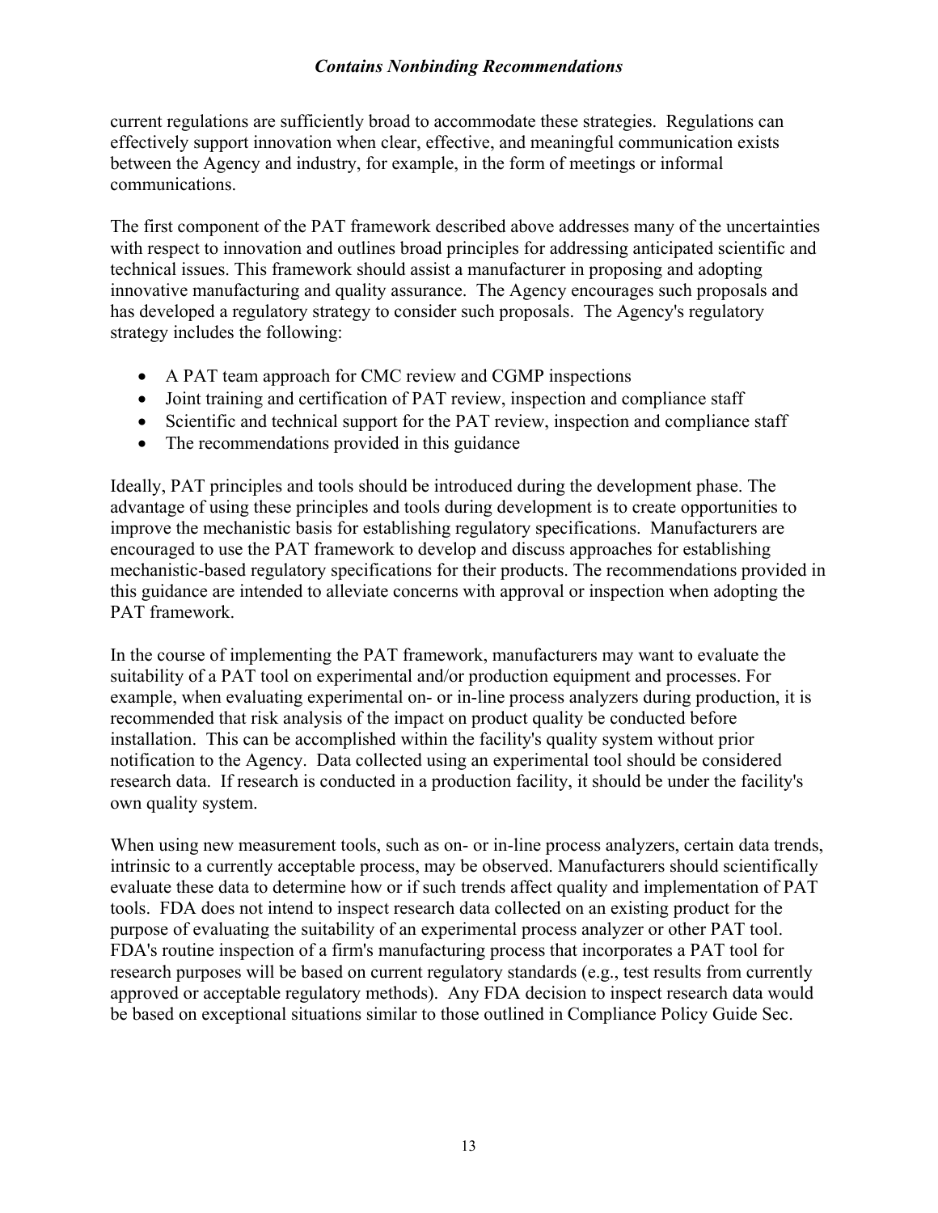current regulations are sufficiently broad to accommodate these strategies. Regulations can effectively support innovation when clear, effective, and meaningful communication exists between the Agency and industry, for example, in the form of meetings or informal communications.

The first component of the PAT framework described above addresses many of the uncertainties with respect to innovation and outlines broad principles for addressing anticipated scientific and technical issues. This framework should assist a manufacturer in proposing and adopting innovative manufacturing and quality assurance. The Agency encourages such proposals and has developed a regulatory strategy to consider such proposals. The Agency's regulatory strategy includes the following:

- A PAT team approach for CMC review and CGMP inspections
- Joint training and certification of PAT review, inspection and compliance staff
- Scientific and technical support for the PAT review, inspection and compliance staff
- The recommendations provided in this guidance

Ideally, PAT principles and tools should be introduced during the development phase. The advantage of using these principles and tools during development is to create opportunities to improve the mechanistic basis for establishing regulatory specifications. Manufacturers are encouraged to use the PAT framework to develop and discuss approaches for establishing mechanistic-based regulatory specifications for their products. The recommendations provided in this guidance are intended to alleviate concerns with approval or inspection when adopting the PAT framework.

In the course of implementing the PAT framework, manufacturers may want to evaluate the suitability of a PAT tool on experimental and/or production equipment and processes. For example, when evaluating experimental on- or in-line process analyzers during production, it is recommended that risk analysis of the impact on product quality be conducted before installation. This can be accomplished within the facility's quality system without prior notification to the Agency. Data collected using an experimental tool should be considered research data. If research is conducted in a production facility, it should be under the facility's own quality system.

When using new measurement tools, such as on- or in-line process analyzers, certain data trends, intrinsic to a currently acceptable process, may be observed. Manufacturers should scientifically evaluate these data to determine how or if such trends affect quality and implementation of PAT tools. FDA does not intend to inspect research data collected on an existing product for the purpose of evaluating the suitability of an experimental process analyzer or other PAT tool. FDA's routine inspection of a firm's manufacturing process that incorporates a PAT tool for research purposes will be based on current regulatory standards (e.g., test results from currently approved or acceptable regulatory methods). Any FDA decision to inspect research data would be based on exceptional situations similar to those outlined in Compliance Policy Guide Sec.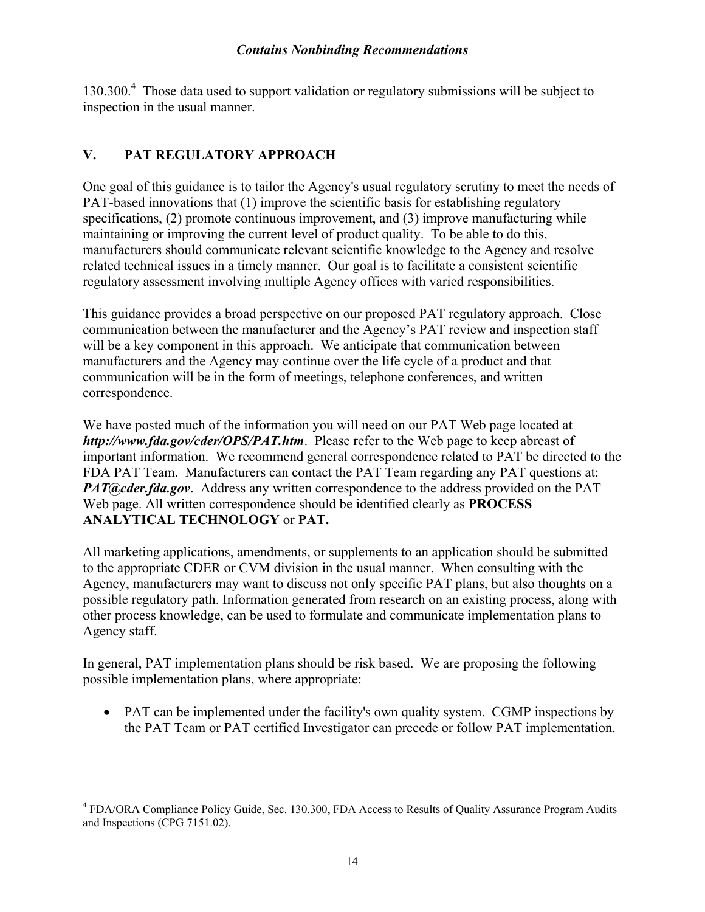130.300.[4] Those data used to support validation or regulatory submissions will be subject to inspection in the usual manner.

## V. PAT REGULATORY APPROACH

One goal of this guidance is to tailor the Agency's usual regulatory scrutiny to meet the needs of PAT-based innovations that (1) improve the scientific basis for establishing regulatory specifications, (2) promote continuous improvement, and (3) improve manufacturing while maintaining or improving the current level of product quality. To be able to do this, manufacturers should communicate relevant scientific knowledge to the Agency and resolve related technical issues in a timely manner. Our goal is to facilitate a consistent scientific regulatory assessment involving multiple Agency offices with varied responsibilities.

This guidance provides a broad perspective on our proposed PAT regulatory approach. Close communication between the manufacturer and the Agency's PAT review and inspection staff will be a key component in this approach. We anticipate that communication between manufacturers and the Agency may continue over the life cycle of a product and that communication will be in the form of meetings, telephone conferences, and written correspondence.

We have posted much of the information you will need on our PAT Web page located at ***http://www.fda.gov/cder/OPS/PAT.htm***. Please refer to the Web page to keep abreast of important information. We recommend general correspondence related to PAT be directed to the FDA PAT Team. Manufacturers can contact the PAT Team regarding any PAT questions at: ***PAT@cder.fda.gov***. Address any written correspondence to the address provided on the PAT Web page. All written correspondence should be identified clearly as **PROCESS ANALYTICAL TECHNOLOGY** or **PAT.**

All marketing applications, amendments, or supplements to an application should be submitted to the appropriate CDER or CVM division in the usual manner. When consulting with the Agency, manufacturers may want to discuss not only specific PAT plans, but also thoughts on a possible regulatory path. Information generated from research on an existing process, along with other process knowledge, can be used to formulate and communicate implementation plans to Agency staff.

In general, PAT implementation plans should be risk based. We are proposing the following possible implementation plans, where appropriate:

- PAT can be implemented under the facility's own quality system. CGMP inspections by the PAT Team or PAT certified Investigator can precede or follow PAT implementation.

---

[4] FDA/ORA Compliance Policy Guide, Sec. 130.300, FDA Access to Results of Quality Assurance Program Audits and Inspections (CPG 7151.02).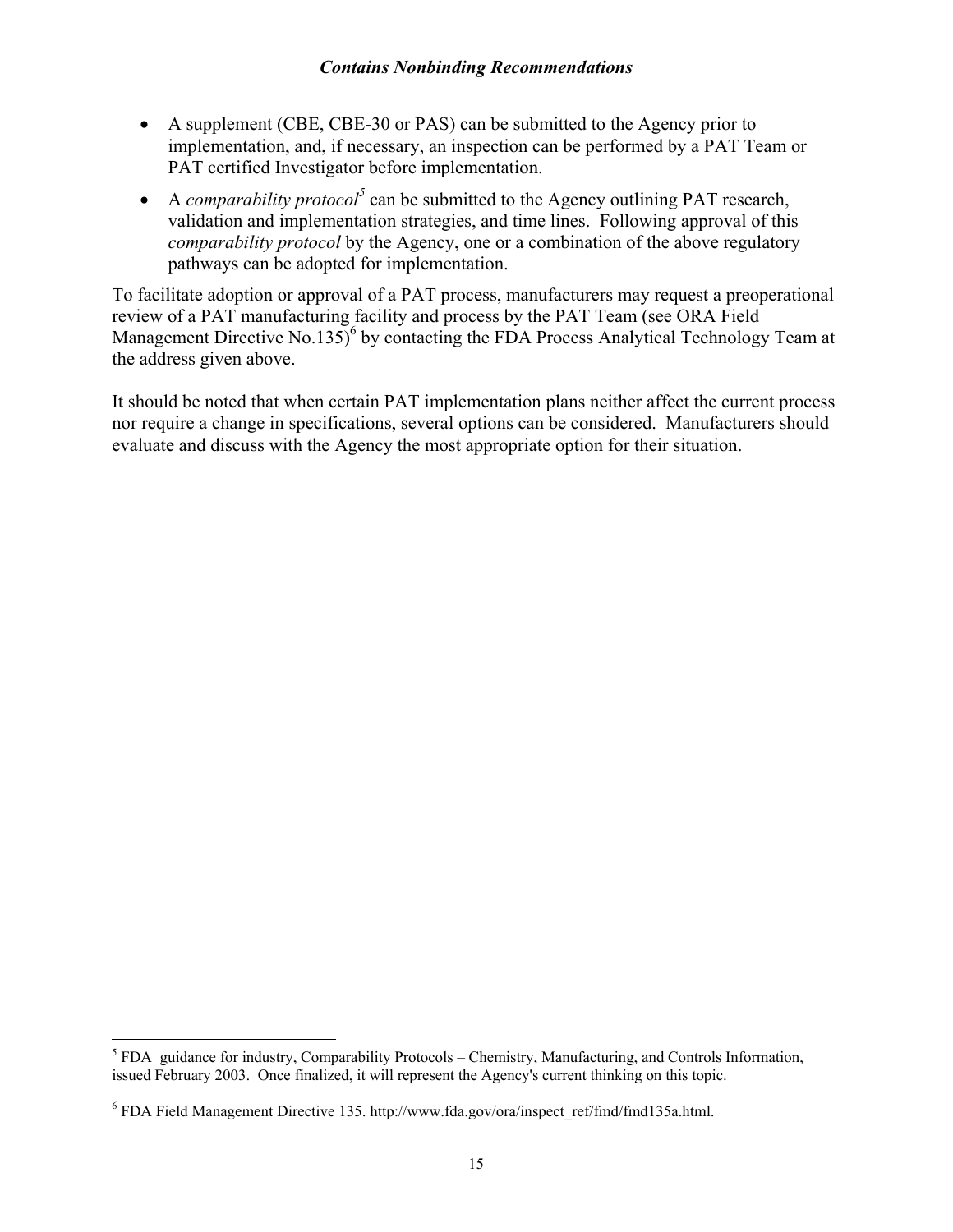- A supplement (CBE, CBE-30 or PAS) can be submitted to the Agency prior to implementation, and, if necessary, an inspection can be performed by a PAT Team or PAT certified Investigator before implementation.
- A *comparability protocol*[5] can be submitted to the Agency outlining PAT research, validation and implementation strategies, and time lines. Following approval of this *comparability protocol* by the Agency, one or a combination of the above regulatory pathways can be adopted for implementation.

To facilitate adoption or approval of a PAT process, manufacturers may request a preoperational review of a PAT manufacturing facility and process by the PAT Team (see ORA Field Management Directive No.135)[6] by contacting the FDA Process Analytical Technology Team at the address given above.

It should be noted that when certain PAT implementation plans neither affect the current process nor require a change in specifications, several options can be considered. Manufacturers should evaluate and discuss with the Agency the most appropriate option for their situation.

---

[5] FDA guidance for industry, Comparability Protocols – Chemistry, Manufacturing, and Controls Information, issued February 2003. Once finalized, it will represent the Agency's current thinking on this topic.

[6] FDA Field Management Directive 135. http://www.fda.gov/ora/inspect_ref/fmd/fmd135a.html.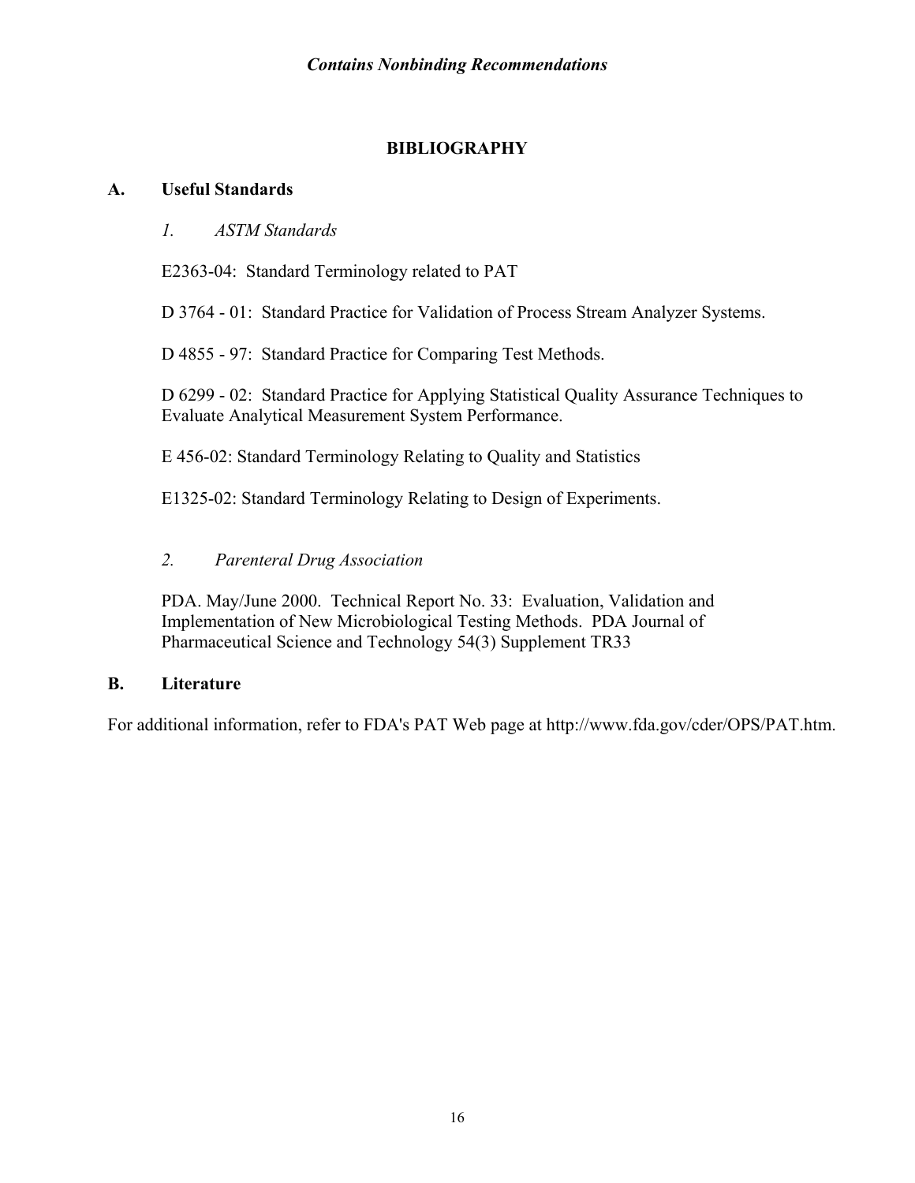# BIBLIOGRAPHY

## A. Useful Standards

### *1. ASTM Standards*

E2363-04: Standard Terminology related to PAT

D 3764 - 01: Standard Practice for Validation of Process Stream Analyzer Systems.

D 4855 - 97: Standard Practice for Comparing Test Methods.

D 6299 - 02: Standard Practice for Applying Statistical Quality Assurance Techniques to Evaluate Analytical Measurement System Performance.

E 456-02: Standard Terminology Relating to Quality and Statistics

E1325-02: Standard Terminology Relating to Design of Experiments.

### *2. Parenteral Drug Association*

PDA. May/June 2000. Technical Report No. 33: Evaluation, Validation and Implementation of New Microbiological Testing Methods. PDA Journal of Pharmaceutical Science and Technology 54(3) Supplement TR33

## B. Literature

For additional information, refer to FDA's PAT Web page at http://www.fda.gov/cder/OPS/PAT.htm.